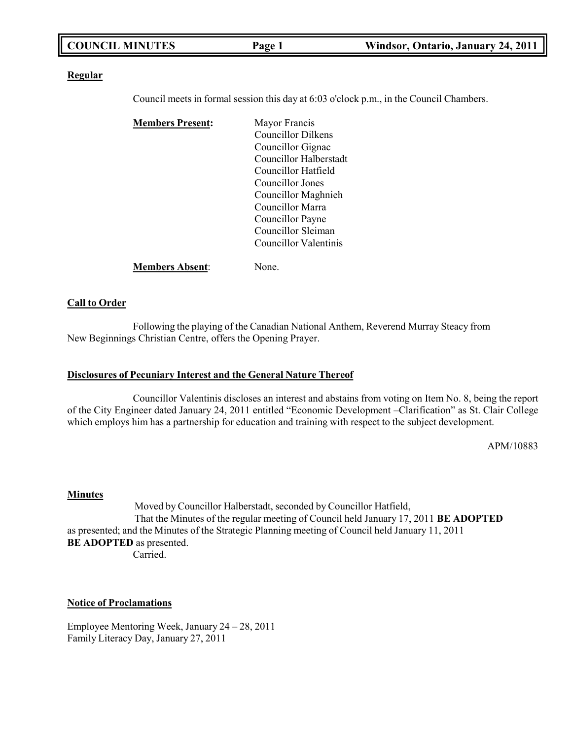**Regular**

Council meets in formal session this day at 6:03 o'clock p.m., in the Council Chambers.

**Members Present:**
Mayor Francis
Councillor Dilkens
Councillor Gignac
Councillor Halberstadt
Councillor Hatfield
Councillor Jones
Councillor Maghnieh
Councillor Marra
Councillor Payne
Councillor Sleiman
Councillor Valentinis

**Members Absent**: None.

**Call to Order**

Following the playing of the Canadian National Anthem, Reverend Murray Steacy from New Beginnings Christian Centre, offers the Opening Prayer.

**Disclosures of Pecuniary Interest and the General Nature Thereof**

Councillor Valentinis discloses an interest and abstains from voting on Item No. 8, being the report of the City Engineer dated January 24, 2011 entitled "Economic Development –Clarification" as St. Clair College which employs him has a partnership for education and training with respect to the subject development.

APM/10883

**Minutes**

Moved by Councillor Halberstadt, seconded by Councillor Hatfield,
That the Minutes of the regular meeting of Council held January 17, 2011 **BE ADOPTED** as presented; and the Minutes of the Strategic Planning meeting of Council held January 11, 2011 **BE ADOPTED** as presented.
Carried.

**Notice of Proclamations**

Employee Mentoring Week, January 24 – 28, 2011
Family Literacy Day, January 27, 2011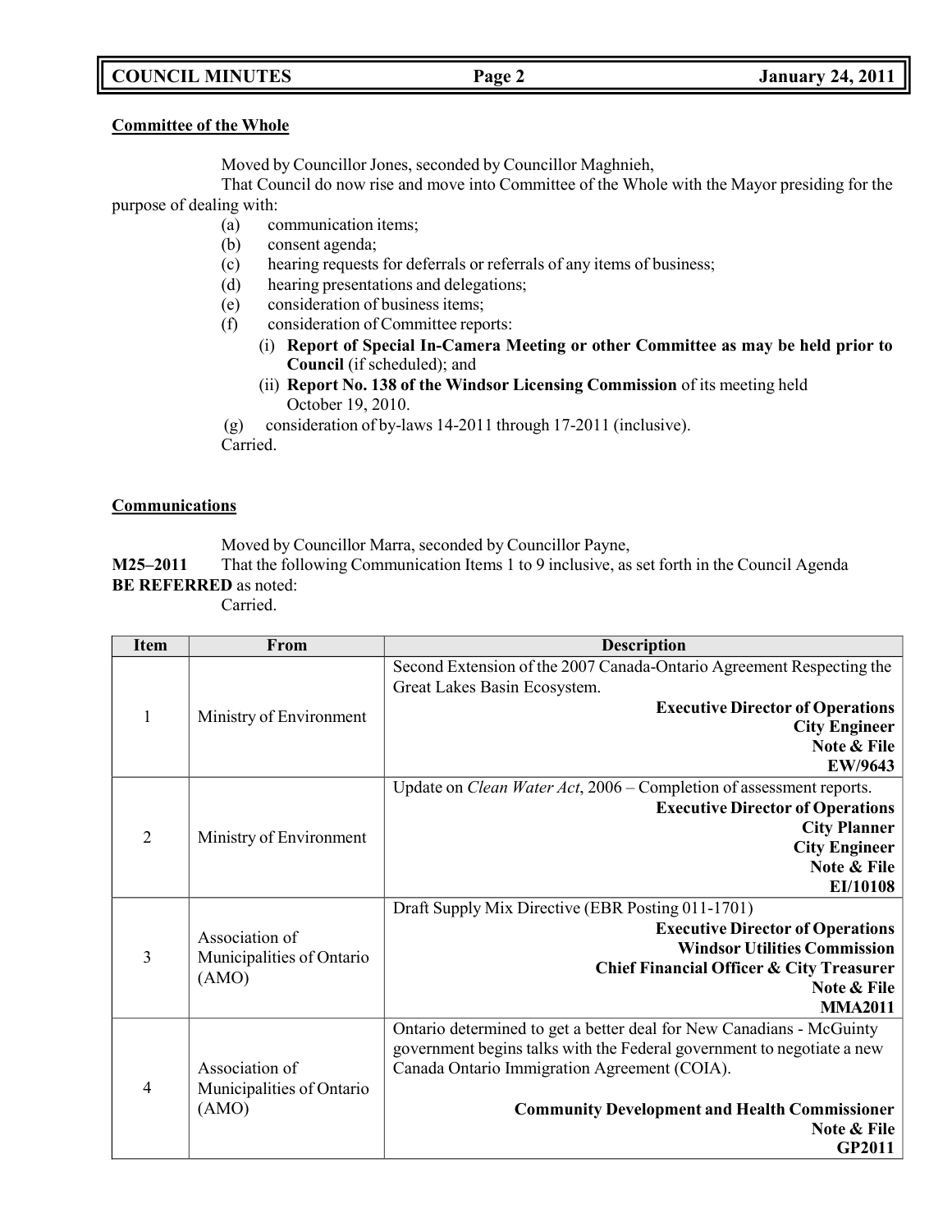**Committee of the Whole**

Moved by Councillor Jones, seconded by Councillor Maghnieh,

That Council do now rise and move into Committee of the Whole with the Mayor presiding for the purpose of dealing with:

- (a) communication items;
- (b) consent agenda;
- (c) hearing requests for deferrals or referrals of any items of business;
- (d) hearing presentations and delegations;
- (e) consideration of business items;
- (f) consideration of Committee reports:
  - (i) **Report of Special In-Camera Meeting or other Committee as may be held prior to Council** (if scheduled); and
  - (ii) **Report No. 138 of the Windsor Licensing Commission** of its meeting held October 19, 2010.
- (g) consideration of by-laws 14-2011 through 17-2011 (inclusive).

Carried.

**Communications**

Moved by Councillor Marra, seconded by Councillor Payne,

**M25–2011** That the following Communication Items 1 to 9 inclusive, as set forth in the Council Agenda **BE REFERRED** as noted:

Carried.

| Item | From | Description |
|---|---|---|
| 1 | Ministry of Environment | Second Extension of the 2007 Canada-Ontario Agreement Respecting the Great Lakes Basin Ecosystem. **Executive Director of Operations** **City Engineer** **Note & File** **EW/9643** |
| 2 | Ministry of Environment | Update on *Clean Water Act*, 2006 – Completion of assessment reports. **Executive Director of Operations** **City Planner** **City Engineer** **Note & File** **EI/10108** |
| 3 | Association of Municipalities of Ontario (AMO) | Draft Supply Mix Directive (EBR Posting 011-1701) **Executive Director of Operations** **Windsor Utilities Commission** **Chief Financial Officer & City Treasurer** **Note & File** **MMA2011** |
| 4 | Association of Municipalities of Ontario (AMO) | Ontario determined to get a better deal for New Canadians - McGuinty government begins talks with the Federal government to negotiate a new Canada Ontario Immigration Agreement (COIA). **Community Development and Health Commissioner** **Note & File** **GP2011** |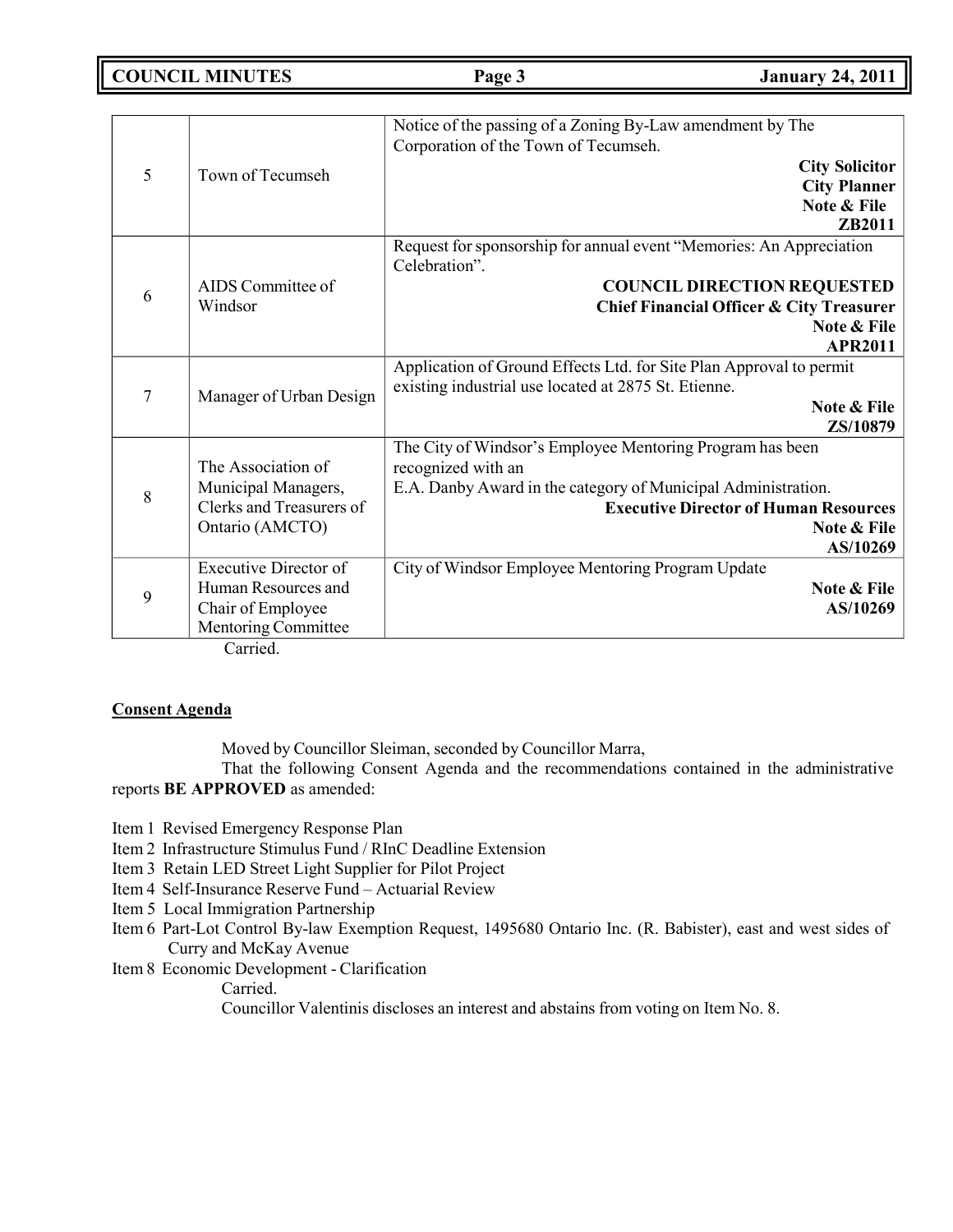| | | |
|---|---|---|
| 5 | Town of Tecumseh | Notice of the passing of a Zoning By-Law amendment by The Corporation of the Town of Tecumseh.<br>**City Solicitor**<br>**City Planner**<br>**Note & File**<br>**ZB2011** |
| 6 | AIDS Committee of Windsor | Request for sponsorship for annual event "Memories: An Appreciation Celebration".<br>**COUNCIL DIRECTION REQUESTED**<br>**Chief Financial Officer & City Treasurer**<br>**Note & File**<br>**APR2011** |
| 7 | Manager of Urban Design | Application of Ground Effects Ltd. for Site Plan Approval to permit existing industrial use located at 2875 St. Etienne.<br>**Note & File**<br>**ZS/10879** |
| 8 | The Association of Municipal Managers, Clerks and Treasurers of Ontario (AMCTO) | The City of Windsor's Employee Mentoring Program has been recognized with an<br>E.A. Danby Award in the category of Municipal Administration.<br>**Executive Director of Human Resources**<br>**Note & File**<br>**AS/10269** |
| 9 | Executive Director of Human Resources and Chair of Employee Mentoring Committee | City of Windsor Employee Mentoring Program Update<br>**Note & File**<br>**AS/10269** |

Carried.

**Consent Agenda**

Moved by Councillor Sleiman, seconded by Councillor Marra,

That the following Consent Agenda and the recommendations contained in the administrative reports **BE APPROVED** as amended:

Item 1 Revised Emergency Response Plan
Item 2 Infrastructure Stimulus Fund / RInC Deadline Extension
Item 3 Retain LED Street Light Supplier for Pilot Project
Item 4 Self-Insurance Reserve Fund – Actuarial Review
Item 5 Local Immigration Partnership
Item 6 Part-Lot Control By-law Exemption Request, 1495680 Ontario Inc. (R. Babister), east and west sides of Curry and McKay Avenue
Item 8 Economic Development - Clarification

Carried.

Councillor Valentinis discloses an interest and abstains from voting on Item No. 8.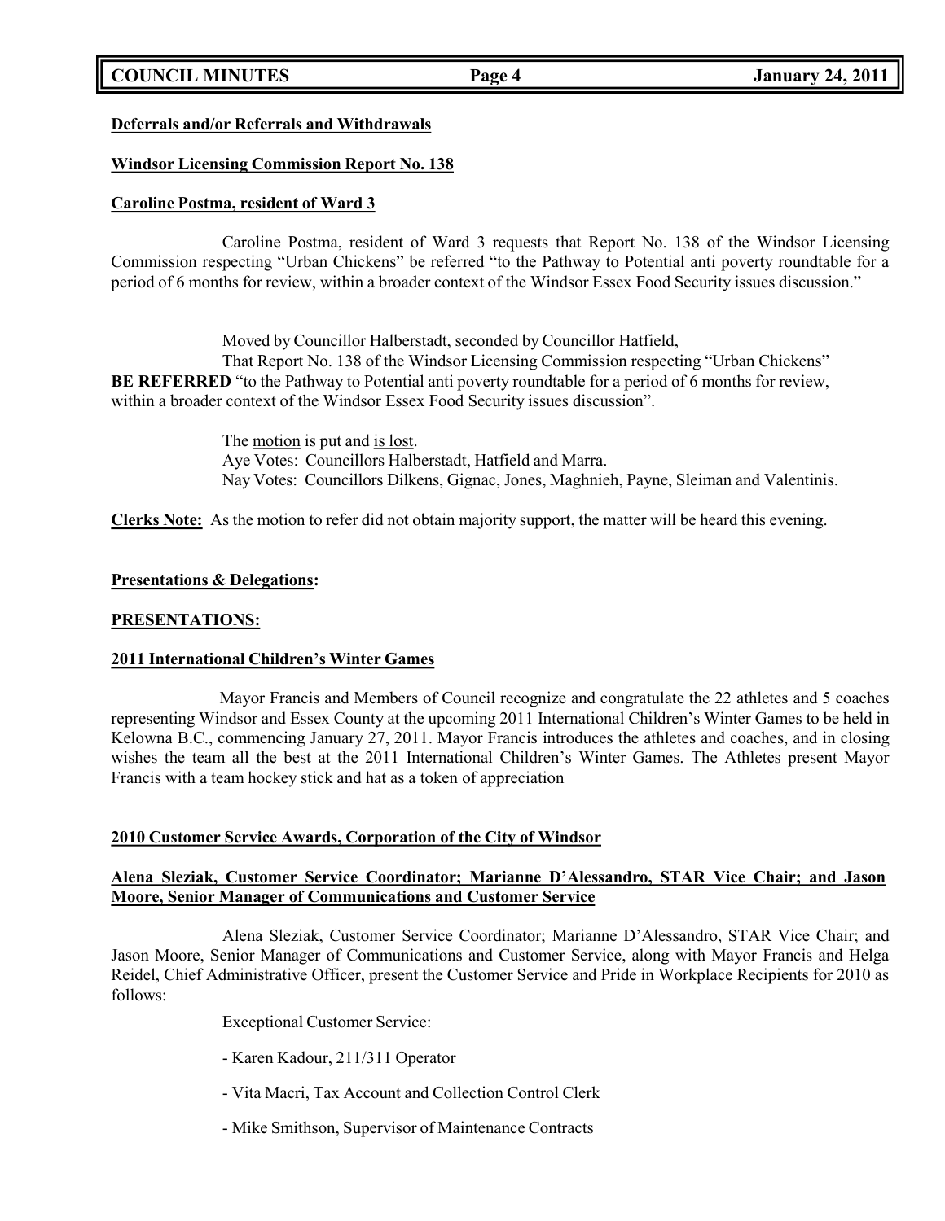**Deferrals and/or Referrals and Withdrawals**

**Windsor Licensing Commission Report No. 138**

**Caroline Postma, resident of Ward 3**

Caroline Postma, resident of Ward 3 requests that Report No. 138 of the Windsor Licensing Commission respecting "Urban Chickens" be referred "to the Pathway to Potential anti poverty roundtable for a period of 6 months for review, within a broader context of the Windsor Essex Food Security issues discussion."

Moved by Councillor Halberstadt, seconded by Councillor Hatfield,

That Report No. 138 of the Windsor Licensing Commission respecting "Urban Chickens" **BE REFERRED** "to the Pathway to Potential anti poverty roundtable for a period of 6 months for review, within a broader context of the Windsor Essex Food Security issues discussion".

The motion is put and is lost.
Aye Votes: Councillors Halberstadt, Hatfield and Marra.
Nay Votes: Councillors Dilkens, Gignac, Jones, Maghnieh, Payne, Sleiman and Valentinis.

**Clerks Note:** As the motion to refer did not obtain majority support, the matter will be heard this evening.

**Presentations & Delegations:**

**PRESENTATIONS:**

**2011 International Children's Winter Games**

Mayor Francis and Members of Council recognize and congratulate the 22 athletes and 5 coaches representing Windsor and Essex County at the upcoming 2011 International Children's Winter Games to be held in Kelowna B.C., commencing January 27, 2011. Mayor Francis introduces the athletes and coaches, and in closing wishes the team all the best at the 2011 International Children's Winter Games. The Athletes present Mayor Francis with a team hockey stick and hat as a token of appreciation

**2010 Customer Service Awards, Corporation of the City of Windsor**

**Alena Sleziak, Customer Service Coordinator; Marianne D'Alessandro, STAR Vice Chair; and Jason Moore, Senior Manager of Communications and Customer Service**

Alena Sleziak, Customer Service Coordinator; Marianne D'Alessandro, STAR Vice Chair; and Jason Moore, Senior Manager of Communications and Customer Service, along with Mayor Francis and Helga Reidel, Chief Administrative Officer, present the Customer Service and Pride in Workplace Recipients for 2010 as follows:

Exceptional Customer Service:

- Karen Kadour, 211/311 Operator
- Vita Macri, Tax Account and Collection Control Clerk
- Mike Smithson, Supervisor of Maintenance Contracts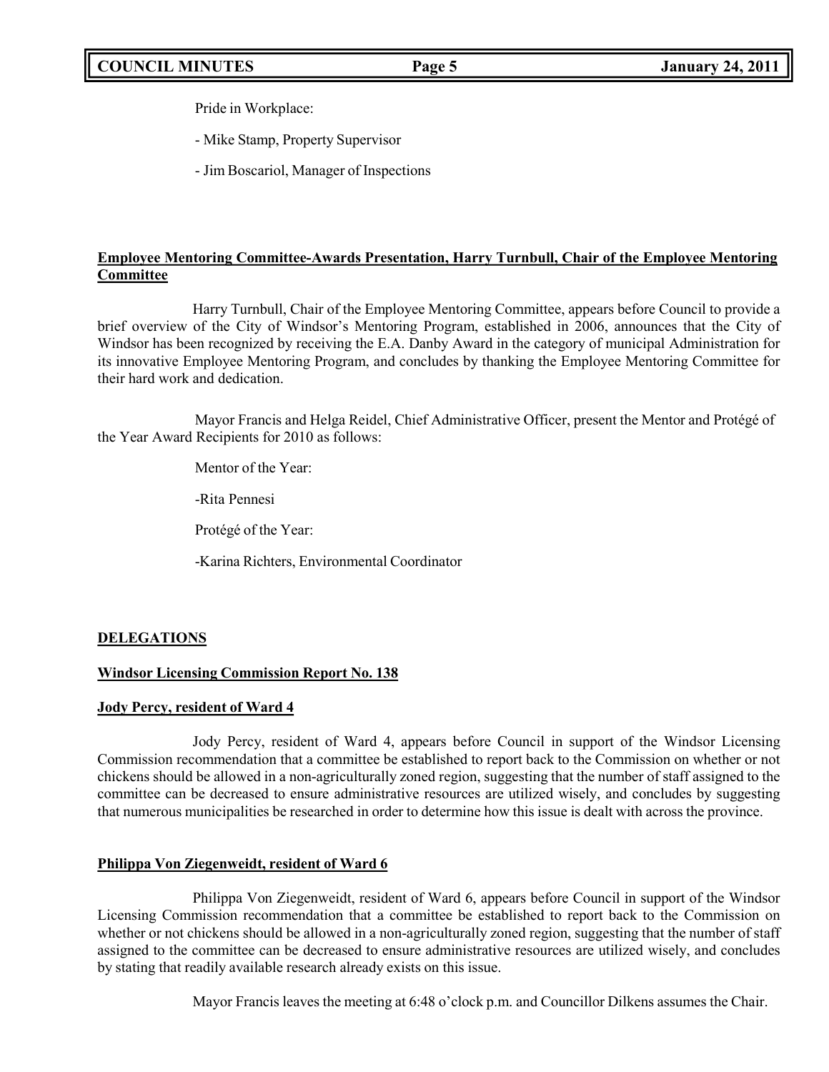Pride in Workplace:

- Mike Stamp, Property Supervisor

- Jim Boscariol, Manager of Inspections

**Employee Mentoring Committee-Awards Presentation, Harry Turnbull, Chair of the Employee Mentoring Committee**

Harry Turnbull, Chair of the Employee Mentoring Committee, appears before Council to provide a brief overview of the City of Windsor's Mentoring Program, established in 2006, announces that the City of Windsor has been recognized by receiving the E.A. Danby Award in the category of municipal Administration for its innovative Employee Mentoring Program, and concludes by thanking the Employee Mentoring Committee for their hard work and dedication.

Mayor Francis and Helga Reidel, Chief Administrative Officer, present the Mentor and Protégé of the Year Award Recipients for 2010 as follows:

Mentor of the Year:

-Rita Pennesi

Protégé of the Year:

-Karina Richters, Environmental Coordinator

**DELEGATIONS**

**Windsor Licensing Commission Report No. 138**

**Jody Percy, resident of Ward 4**

Jody Percy, resident of Ward 4, appears before Council in support of the Windsor Licensing Commission recommendation that a committee be established to report back to the Commission on whether or not chickens should be allowed in a non-agriculturally zoned region, suggesting that the number of staff assigned to the committee can be decreased to ensure administrative resources are utilized wisely, and concludes by suggesting that numerous municipalities be researched in order to determine how this issue is dealt with across the province.

**Philippa Von Ziegenweidt, resident of Ward 6**

Philippa Von Ziegenweidt, resident of Ward 6, appears before Council in support of the Windsor Licensing Commission recommendation that a committee be established to report back to the Commission on whether or not chickens should be allowed in a non-agriculturally zoned region, suggesting that the number of staff assigned to the committee can be decreased to ensure administrative resources are utilized wisely, and concludes by stating that readily available research already exists on this issue.

Mayor Francis leaves the meeting at 6:48 o'clock p.m. and Councillor Dilkens assumes the Chair.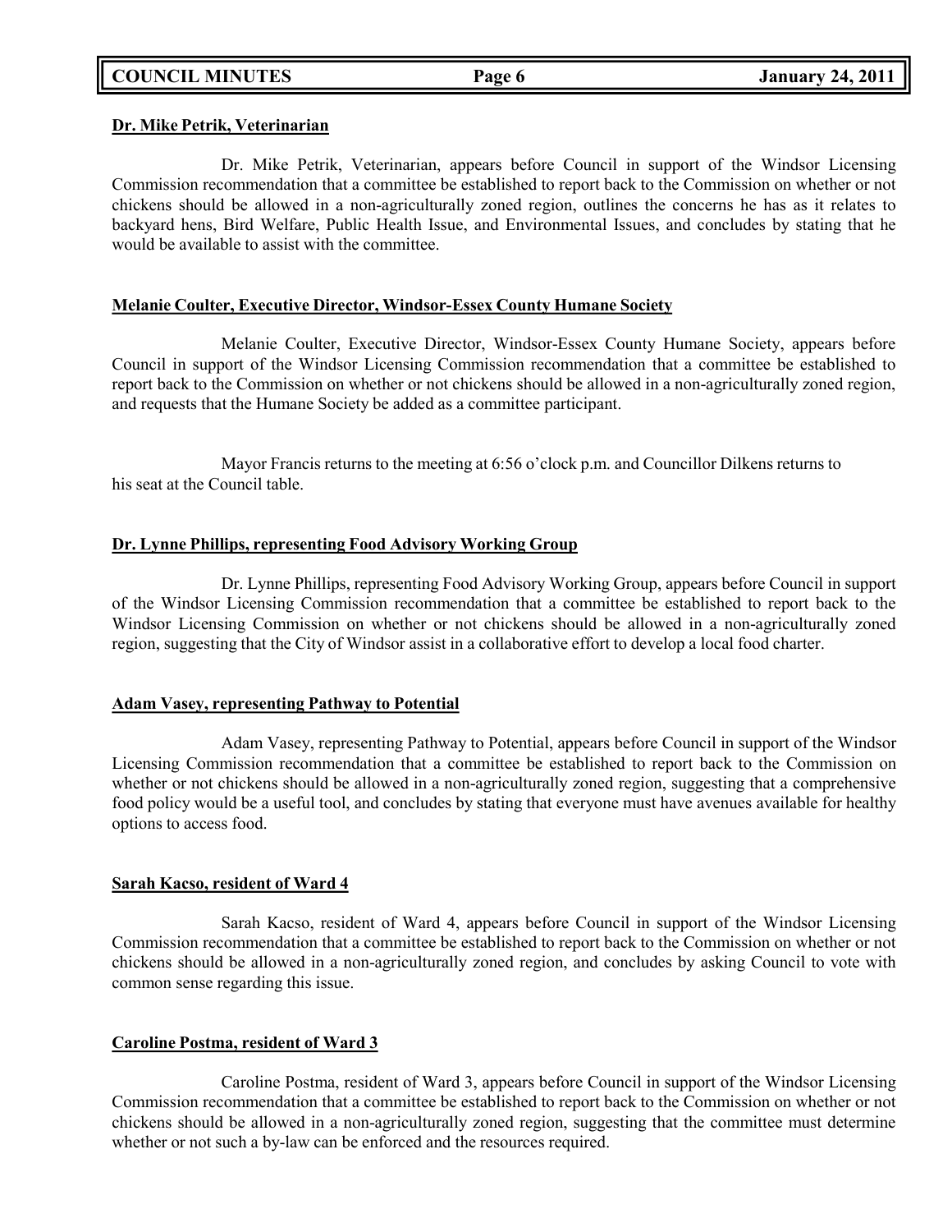**Dr. Mike Petrik, Veterinarian**

Dr. Mike Petrik, Veterinarian, appears before Council in support of the Windsor Licensing Commission recommendation that a committee be established to report back to the Commission on whether or not chickens should be allowed in a non-agriculturally zoned region, outlines the concerns he has as it relates to backyard hens, Bird Welfare, Public Health Issue, and Environmental Issues, and concludes by stating that he would be available to assist with the committee.

**Melanie Coulter, Executive Director, Windsor-Essex County Humane Society**

Melanie Coulter, Executive Director, Windsor-Essex County Humane Society, appears before Council in support of the Windsor Licensing Commission recommendation that a committee be established to report back to the Commission on whether or not chickens should be allowed in a non-agriculturally zoned region, and requests that the Humane Society be added as a committee participant.

Mayor Francis returns to the meeting at 6:56 o'clock p.m. and Councillor Dilkens returns to his seat at the Council table.

**Dr. Lynne Phillips, representing Food Advisory Working Group**

Dr. Lynne Phillips, representing Food Advisory Working Group, appears before Council in support of the Windsor Licensing Commission recommendation that a committee be established to report back to the Windsor Licensing Commission on whether or not chickens should be allowed in a non-agriculturally zoned region, suggesting that the City of Windsor assist in a collaborative effort to develop a local food charter.

**Adam Vasey, representing Pathway to Potential**

Adam Vasey, representing Pathway to Potential, appears before Council in support of the Windsor Licensing Commission recommendation that a committee be established to report back to the Commission on whether or not chickens should be allowed in a non-agriculturally zoned region, suggesting that a comprehensive food policy would be a useful tool, and concludes by stating that everyone must have avenues available for healthy options to access food.

**Sarah Kacso, resident of Ward 4**

Sarah Kacso, resident of Ward 4, appears before Council in support of the Windsor Licensing Commission recommendation that a committee be established to report back to the Commission on whether or not chickens should be allowed in a non-agriculturally zoned region, and concludes by asking Council to vote with common sense regarding this issue.

**Caroline Postma, resident of Ward 3**

Caroline Postma, resident of Ward 3, appears before Council in support of the Windsor Licensing Commission recommendation that a committee be established to report back to the Commission on whether or not chickens should be allowed in a non-agriculturally zoned region, suggesting that the committee must determine whether or not such a by-law can be enforced and the resources required.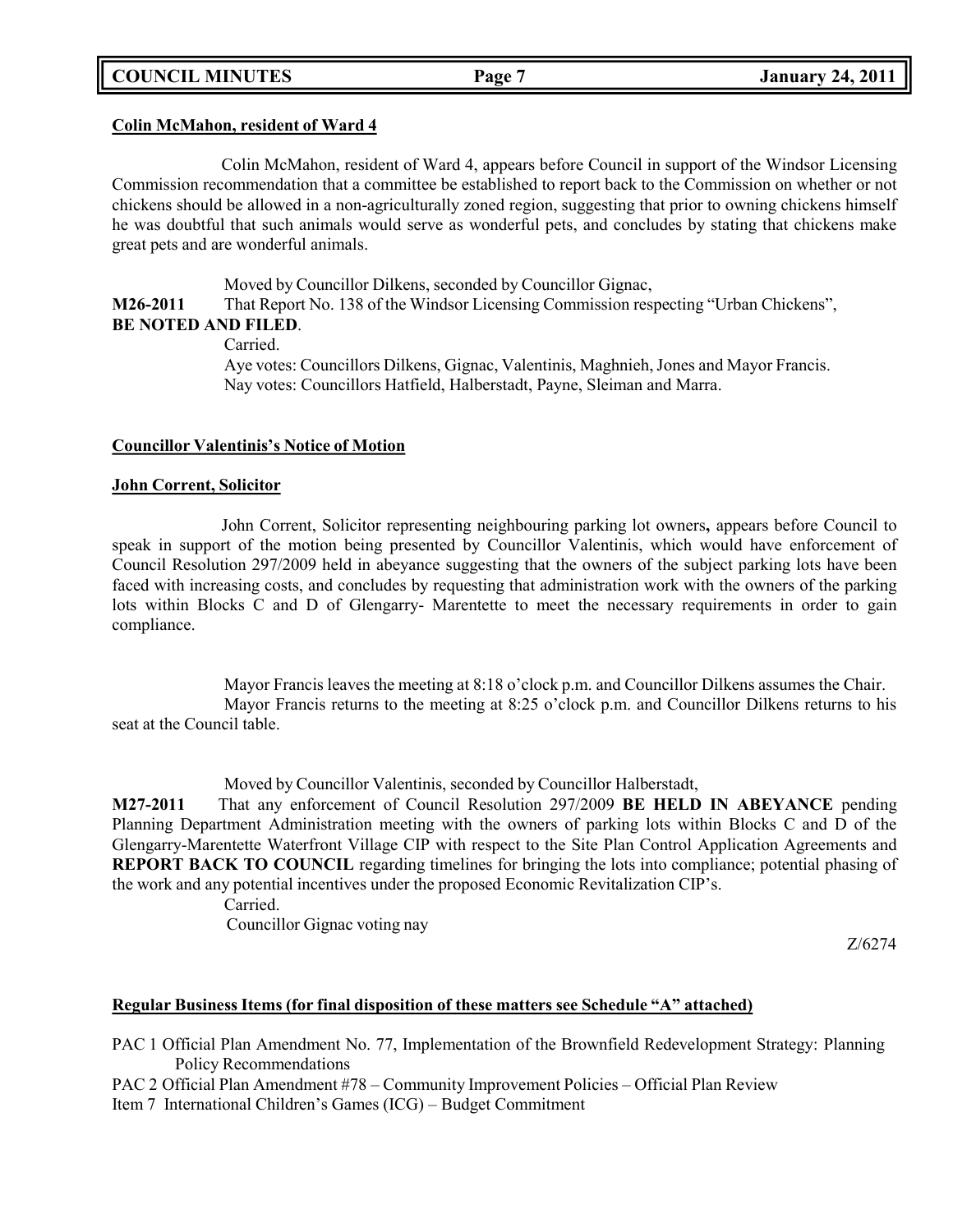**Colin McMahon, resident of Ward 4**

Colin McMahon, resident of Ward 4, appears before Council in support of the Windsor Licensing Commission recommendation that a committee be established to report back to the Commission on whether or not chickens should be allowed in a non-agriculturally zoned region, suggesting that prior to owning chickens himself he was doubtful that such animals would serve as wonderful pets, and concludes by stating that chickens make great pets and are wonderful animals.

Moved by Councillor Dilkens, seconded by Councillor Gignac,

**M26-2011** That Report No. 138 of the Windsor Licensing Commission respecting "Urban Chickens", **BE NOTED AND FILED**.

Carried.

Aye votes: Councillors Dilkens, Gignac, Valentinis, Maghnieh, Jones and Mayor Francis.

Nay votes: Councillors Hatfield, Halberstadt, Payne, Sleiman and Marra.

**Councillor Valentinis's Notice of Motion**

**John Corrent, Solicitor**

John Corrent, Solicitor representing neighbouring parking lot owners**,** appears before Council to speak in support of the motion being presented by Councillor Valentinis, which would have enforcement of Council Resolution 297/2009 held in abeyance suggesting that the owners of the subject parking lots have been faced with increasing costs, and concludes by requesting that administration work with the owners of the parking lots within Blocks C and D of Glengarry- Marentette to meet the necessary requirements in order to gain compliance.

Mayor Francis leaves the meeting at 8:18 o'clock p.m. and Councillor Dilkens assumes the Chair.

Mayor Francis returns to the meeting at 8:25 o'clock p.m. and Councillor Dilkens returns to his seat at the Council table.

Moved by Councillor Valentinis, seconded by Councillor Halberstadt,

**M27-2011** That any enforcement of Council Resolution 297/2009 **BE HELD IN ABEYANCE** pending Planning Department Administration meeting with the owners of parking lots within Blocks C and D of the Glengarry-Marentette Waterfront Village CIP with respect to the Site Plan Control Application Agreements and **REPORT BACK TO COUNCIL** regarding timelines for bringing the lots into compliance; potential phasing of the work and any potential incentives under the proposed Economic Revitalization CIP's.

Carried.

Councillor Gignac voting nay

Z/6274

**Regular Business Items (for final disposition of these matters see Schedule "A" attached)**

PAC 1 Official Plan Amendment No. 77, Implementation of the Brownfield Redevelopment Strategy: Planning Policy Recommendations

PAC 2 Official Plan Amendment #78 – Community Improvement Policies – Official Plan Review

Item 7 International Children's Games (ICG) – Budget Commitment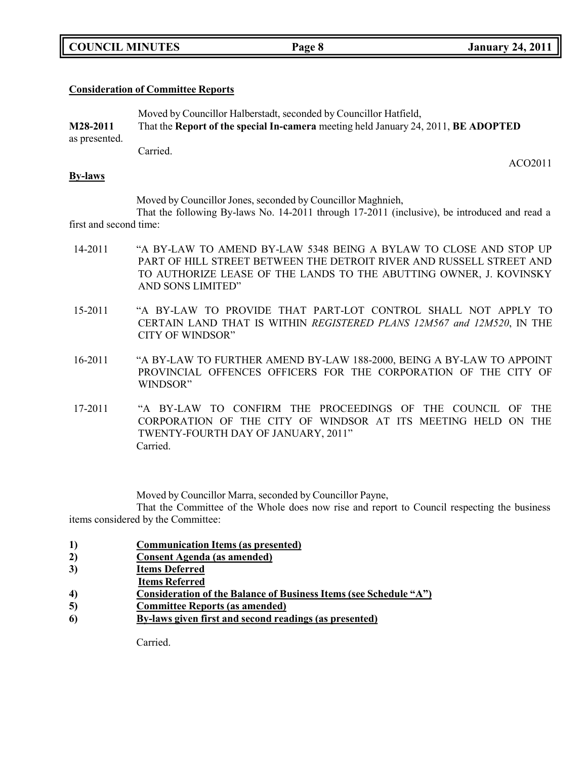**Consideration of Committee Reports**

Moved by Councillor Halberstadt, seconded by Councillor Hatfield,

**M28-2011** That the **Report of the special In-camera** meeting held January 24, 2011, **BE ADOPTED** as presented.

Carried.

ACO2011

**By-laws**

Moved by Councillor Jones, seconded by Councillor Maghnieh,

That the following By-laws No. 14-2011 through 17-2011 (inclusive), be introduced and read a first and second time:

14-2011 "A BY-LAW TO AMEND BY-LAW 5348 BEING A BYLAW TO CLOSE AND STOP UP PART OF HILL STREET BETWEEN THE DETROIT RIVER AND RUSSELL STREET AND TO AUTHORIZE LEASE OF THE LANDS TO THE ABUTTING OWNER, J. KOVINSKY AND SONS LIMITED"

15-2011 "A BY-LAW TO PROVIDE THAT PART-LOT CONTROL SHALL NOT APPLY TO CERTAIN LAND THAT IS WITHIN *REGISTERED PLANS 12M567 and 12M520*, IN THE CITY OF WINDSOR"

16-2011 "A BY-LAW TO FURTHER AMEND BY-LAW 188-2000, BEING A BY-LAW TO APPOINT PROVINCIAL OFFENCES OFFICERS FOR THE CORPORATION OF THE CITY OF WINDSOR"

17-2011 "A BY-LAW TO CONFIRM THE PROCEEDINGS OF THE COUNCIL OF THE CORPORATION OF THE CITY OF WINDSOR AT ITS MEETING HELD ON THE TWENTY-FOURTH DAY OF JANUARY, 2011"

Carried.

Moved by Councillor Marra, seconded by Councillor Payne,

That the Committee of the Whole does now rise and report to Council respecting the business items considered by the Committee:

1) **Communication Items (as presented)**
2) **Consent Agenda (as amended)**
3) **Items Deferred**
   **Items Referred**
4) **Consideration of the Balance of Business Items (see Schedule "A")**
5) **Committee Reports (as amended)**
6) **By-laws given first and second readings (as presented)**

Carried.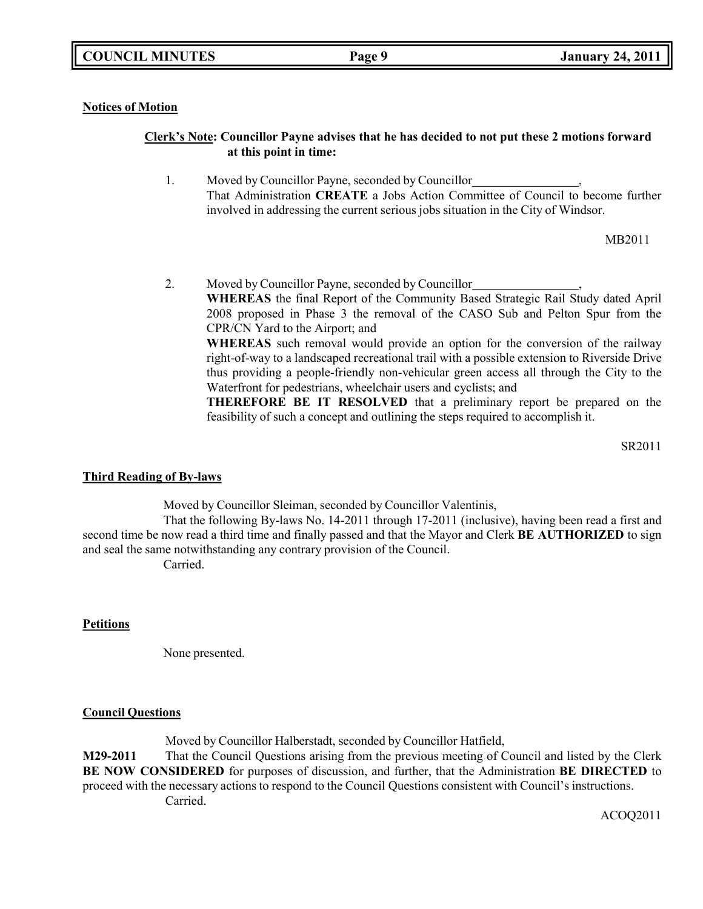**Notices of Motion**

**Clerk's Note: Councillor Payne advises that he has decided to not put these 2 motions forward at this point in time:**

1. Moved by Councillor Payne, seconded by Councillor_________________,
   That Administration **CREATE** a Jobs Action Committee of Council to become further involved in addressing the current serious jobs situation in the City of Windsor.

   MB2011

2. Moved by Councillor Payne, seconded by Councillor_________________,
   **WHEREAS** the final Report of the Community Based Strategic Rail Study dated April 2008 proposed in Phase 3 the removal of the CASO Sub and Pelton Spur from the CPR/CN Yard to the Airport; and
   **WHEREAS** such removal would provide an option for the conversion of the railway right-of-way to a landscaped recreational trail with a possible extension to Riverside Drive thus providing a people-friendly non-vehicular green access all through the City to the Waterfront for pedestrians, wheelchair users and cyclists; and
   **THEREFORE BE IT RESOLVED** that a preliminary report be prepared on the feasibility of such a concept and outlining the steps required to accomplish it.

   SR2011

**Third Reading of By-laws**

Moved by Councillor Sleiman, seconded by Councillor Valentinis,
That the following By-laws No. 14-2011 through 17-2011 (inclusive), having been read a first and second time be now read a third time and finally passed and that the Mayor and Clerk **BE AUTHORIZED** to sign and seal the same notwithstanding any contrary provision of the Council.
Carried.

**Petitions**

None presented.

**Council Questions**

Moved by Councillor Halberstadt, seconded by Councillor Hatfield,
**M29-2011** That the Council Questions arising from the previous meeting of Council and listed by the Clerk **BE NOW CONSIDERED** for purposes of discussion, and further, that the Administration **BE DIRECTED** to proceed with the necessary actions to respond to the Council Questions consistent with Council's instructions.
Carried.

ACOQ2011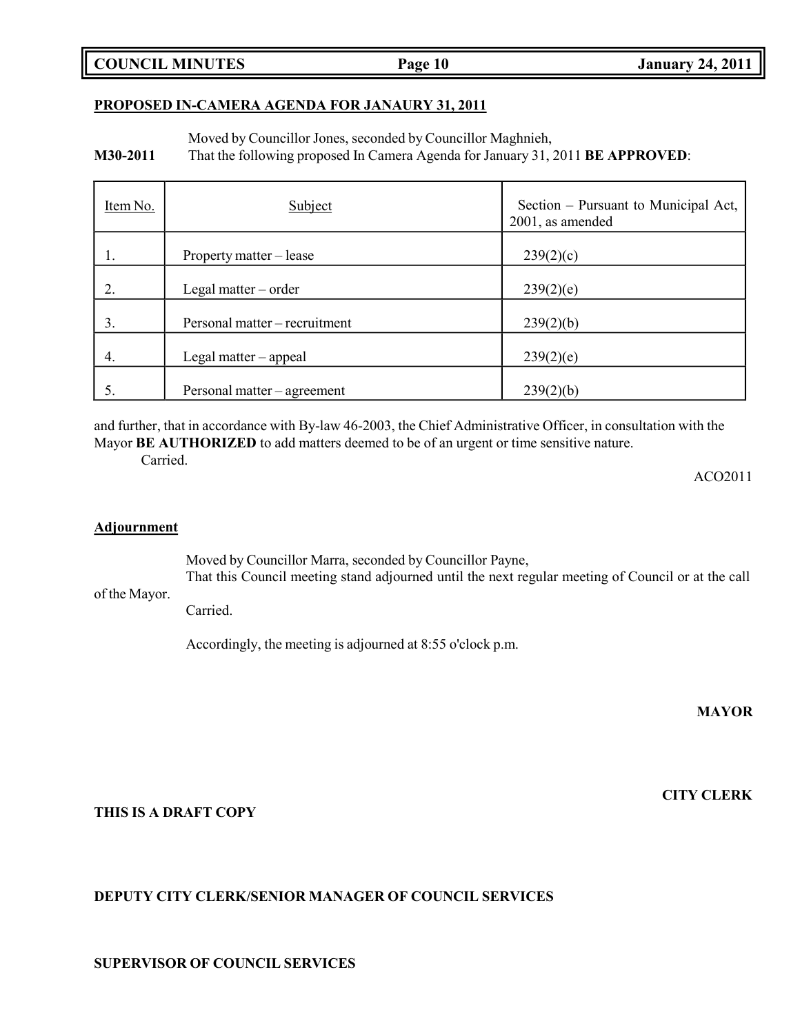## PROPOSED IN-CAMERA AGENDA FOR JANAURY 31, 2011

Moved by Councillor Jones, seconded by Councillor Maghnieh,

**M30-2011** That the following proposed In Camera Agenda for January 31, 2011 **BE APPROVED**:

| Item No. | Subject | Section – Pursuant to Municipal Act, 2001, as amended |
|---|---|---|
| 1. | Property matter – lease | 239(2)(c) |
| 2. | Legal matter – order | 239(2)(e) |
| 3. | Personal matter – recruitment | 239(2)(b) |
| 4. | Legal matter – appeal | 239(2)(e) |
| 5. | Personal matter – agreement | 239(2)(b) |

and further, that in accordance with By-law 46-2003, the Chief Administrative Officer, in consultation with the Mayor **BE AUTHORIZED** to add matters deemed to be of an urgent or time sensitive nature.

Carried.

ACO2011

## Adjournment

Moved by Councillor Marra, seconded by Councillor Payne,

That this Council meeting stand adjourned until the next regular meeting of Council or at the call of the Mayor.

Carried.

Accordingly, the meeting is adjourned at 8:55 o'clock p.m.

**MAYOR**

**CITY CLERK**

**THIS IS A DRAFT COPY**

**DEPUTY CITY CLERK/SENIOR MANAGER OF COUNCIL SERVICES**

**SUPERVISOR OF COUNCIL SERVICES**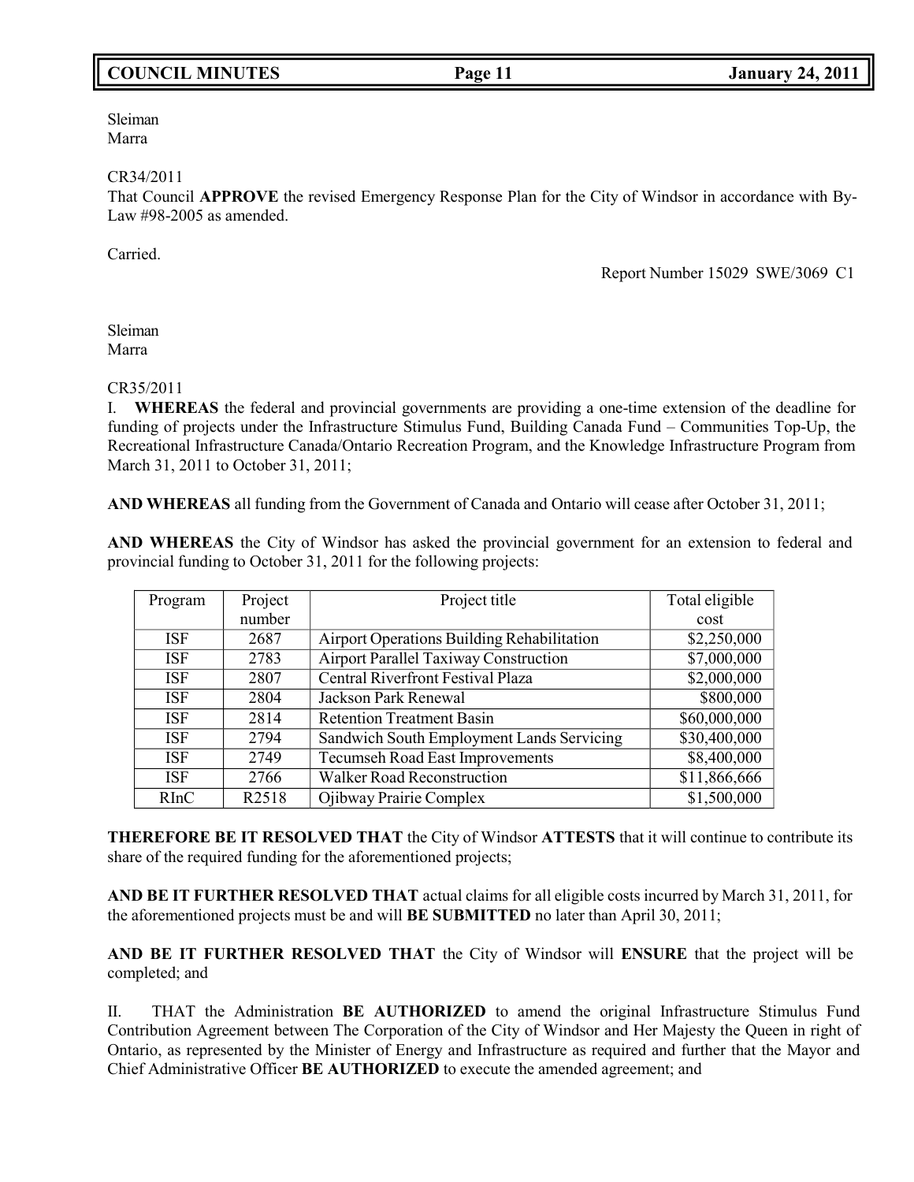Sleiman
Marra

CR34/2011
That Council **APPROVE** the revised Emergency Response Plan for the City of Windsor in accordance with By-Law #98-2005 as amended.

Carried.

Report Number 15029 SWE/3069 C1

Sleiman
Marra

CR35/2011
I. **WHEREAS** the federal and provincial governments are providing a one-time extension of the deadline for funding of projects under the Infrastructure Stimulus Fund, Building Canada Fund – Communities Top-Up, the Recreational Infrastructure Canada/Ontario Recreation Program, and the Knowledge Infrastructure Program from March 31, 2011 to October 31, 2011;

**AND WHEREAS** all funding from the Government of Canada and Ontario will cease after October 31, 2011;

**AND WHEREAS** the City of Windsor has asked the provincial government for an extension to federal and provincial funding to October 31, 2011 for the following projects:

| Program | Project number | Project title | Total eligible cost |
|---|---|---|---|
| ISF | 2687 | Airport Operations Building Rehabilitation | $2,250,000 |
| ISF | 2783 | Airport Parallel Taxiway Construction | $7,000,000 |
| ISF | 2807 | Central Riverfront Festival Plaza | $2,000,000 |
| ISF | 2804 | Jackson Park Renewal | $800,000 |
| ISF | 2814 | Retention Treatment Basin | $60,000,000 |
| ISF | 2794 | Sandwich South Employment Lands Servicing | $30,400,000 |
| ISF | 2749 | Tecumseh Road East Improvements | $8,400,000 |
| ISF | 2766 | Walker Road Reconstruction | $11,866,666 |
| RInC | R2518 | Ojibway Prairie Complex | $1,500,000 |

**THEREFORE BE IT RESOLVED THAT** the City of Windsor **ATTESTS** that it will continue to contribute its share of the required funding for the aforementioned projects;

**AND BE IT FURTHER RESOLVED THAT** actual claims for all eligible costs incurred by March 31, 2011, for the aforementioned projects must be and will **BE SUBMITTED** no later than April 30, 2011;

**AND BE IT FURTHER RESOLVED THAT** the City of Windsor will **ENSURE** that the project will be completed; and

II. THAT the Administration **BE AUTHORIZED** to amend the original Infrastructure Stimulus Fund Contribution Agreement between The Corporation of the City of Windsor and Her Majesty the Queen in right of Ontario, as represented by the Minister of Energy and Infrastructure as required and further that the Mayor and Chief Administrative Officer **BE AUTHORIZED** to execute the amended agreement; and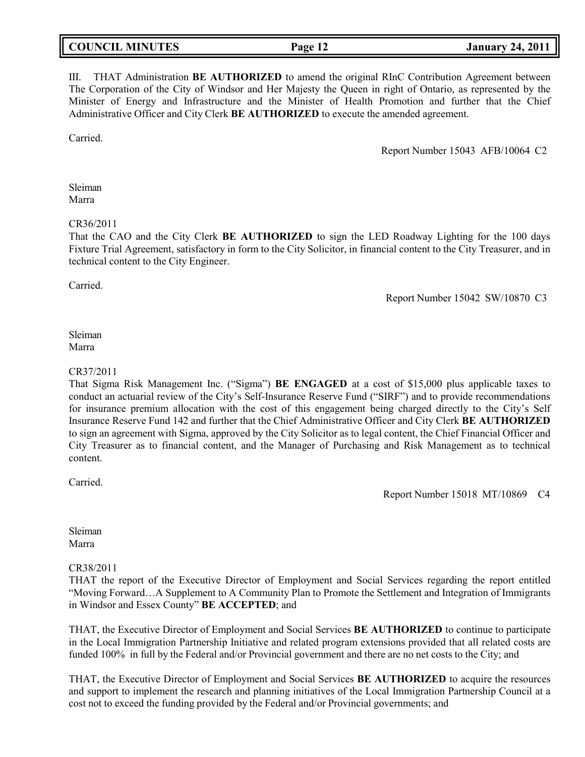III. THAT Administration **BE AUTHORIZED** to amend the original RInC Contribution Agreement between The Corporation of the City of Windsor and Her Majesty the Queen in right of Ontario, as represented by the Minister of Energy and Infrastructure and the Minister of Health Promotion and further that the Chief Administrative Officer and City Clerk **BE AUTHORIZED** to execute the amended agreement.

Carried.

Report Number 15043 AFB/10064 C2

Sleiman
Marra

CR36/2011
That the CAO and the City Clerk **BE AUTHORIZED** to sign the LED Roadway Lighting for the 100 days Fixture Trial Agreement, satisfactory in form to the City Solicitor, in financial content to the City Treasurer, and in technical content to the City Engineer.

Carried.

Report Number 15042 SW/10870 C3

Sleiman
Marra

CR37/2011
That Sigma Risk Management Inc. ("Sigma") **BE ENGAGED** at a cost of $15,000 plus applicable taxes to conduct an actuarial review of the City's Self-Insurance Reserve Fund ("SIRF") and to provide recommendations for insurance premium allocation with the cost of this engagement being charged directly to the City's Self Insurance Reserve Fund 142 and further that the Chief Administrative Officer and City Clerk **BE AUTHORIZED** to sign an agreement with Sigma, approved by the City Solicitor as to legal content, the Chief Financial Officer and City Treasurer as to financial content, and the Manager of Purchasing and Risk Management as to technical content.

Carried.

Report Number 15018 MT/10869 C4

Sleiman
Marra

CR38/2011
THAT the report of the Executive Director of Employment and Social Services regarding the report entitled "Moving Forward…A Supplement to A Community Plan to Promote the Settlement and Integration of Immigrants in Windsor and Essex County" **BE ACCEPTED**; and

THAT, the Executive Director of Employment and Social Services **BE AUTHORIZED** to continue to participate in the Local Immigration Partnership Initiative and related program extensions provided that all related costs are funded 100% in full by the Federal and/or Provincial government and there are no net costs to the City; and

THAT, the Executive Director of Employment and Social Services **BE AUTHORIZED** to acquire the resources and support to implement the research and planning initiatives of the Local Immigration Partnership Council at a cost not to exceed the funding provided by the Federal and/or Provincial governments; and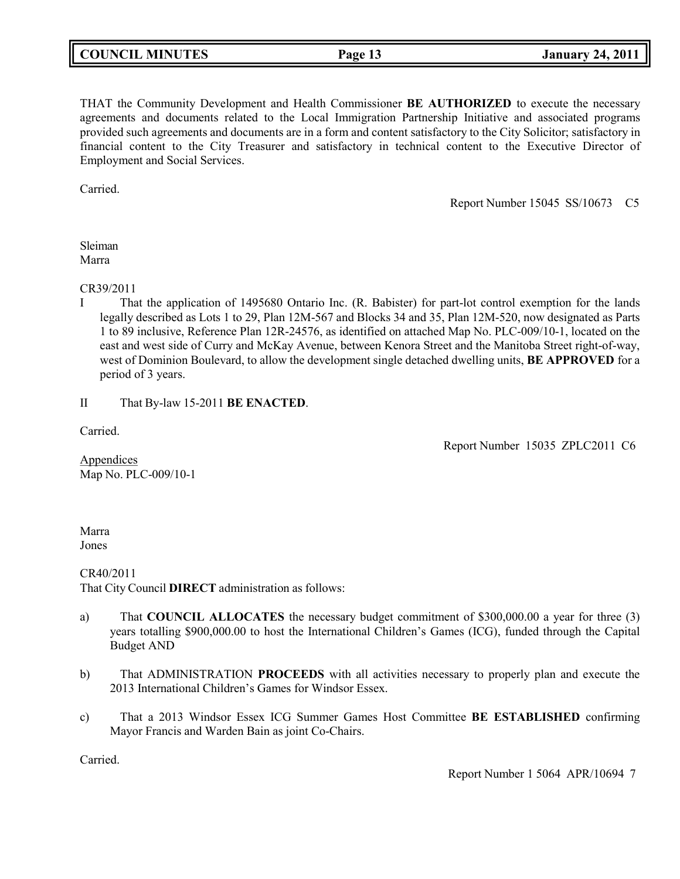THAT the Community Development and Health Commissioner **BE AUTHORIZED** to execute the necessary agreements and documents related to the Local Immigration Partnership Initiative and associated programs provided such agreements and documents are in a form and content satisfactory to the City Solicitor; satisfactory in financial content to the City Treasurer and satisfactory in technical content to the Executive Director of Employment and Social Services.

Carried.

Report Number 15045 SS/10673 C5

Sleiman
Marra

CR39/2011

I That the application of 1495680 Ontario Inc. (R. Babister) for part-lot control exemption for the lands legally described as Lots 1 to 29, Plan 12M-567 and Blocks 34 and 35, Plan 12M-520, now designated as Parts 1 to 89 inclusive, Reference Plan 12R-24576, as identified on attached Map No. PLC-009/10-1, located on the east and west side of Curry and McKay Avenue, between Kenora Street and the Manitoba Street right-of-way, west of Dominion Boulevard, to allow the development single detached dwelling units, **BE APPROVED** for a period of 3 years.

II That By-law 15-2011 **BE ENACTED**.

Carried.

Report Number 15035 ZPLC2011 C6

Appendices
Map No. PLC-009/10-1

Marra
Jones

CR40/2011
That City Council **DIRECT** administration as follows:

a) That **COUNCIL ALLOCATES** the necessary budget commitment of $300,000.00 a year for three (3) years totalling $900,000.00 to host the International Children's Games (ICG), funded through the Capital Budget AND

b) That ADMINISTRATION **PROCEEDS** with all activities necessary to properly plan and execute the 2013 International Children's Games for Windsor Essex.

c) That a 2013 Windsor Essex ICG Summer Games Host Committee **BE ESTABLISHED** confirming Mayor Francis and Warden Bain as joint Co-Chairs.

Carried.

Report Number 1 5064 APR/10694 7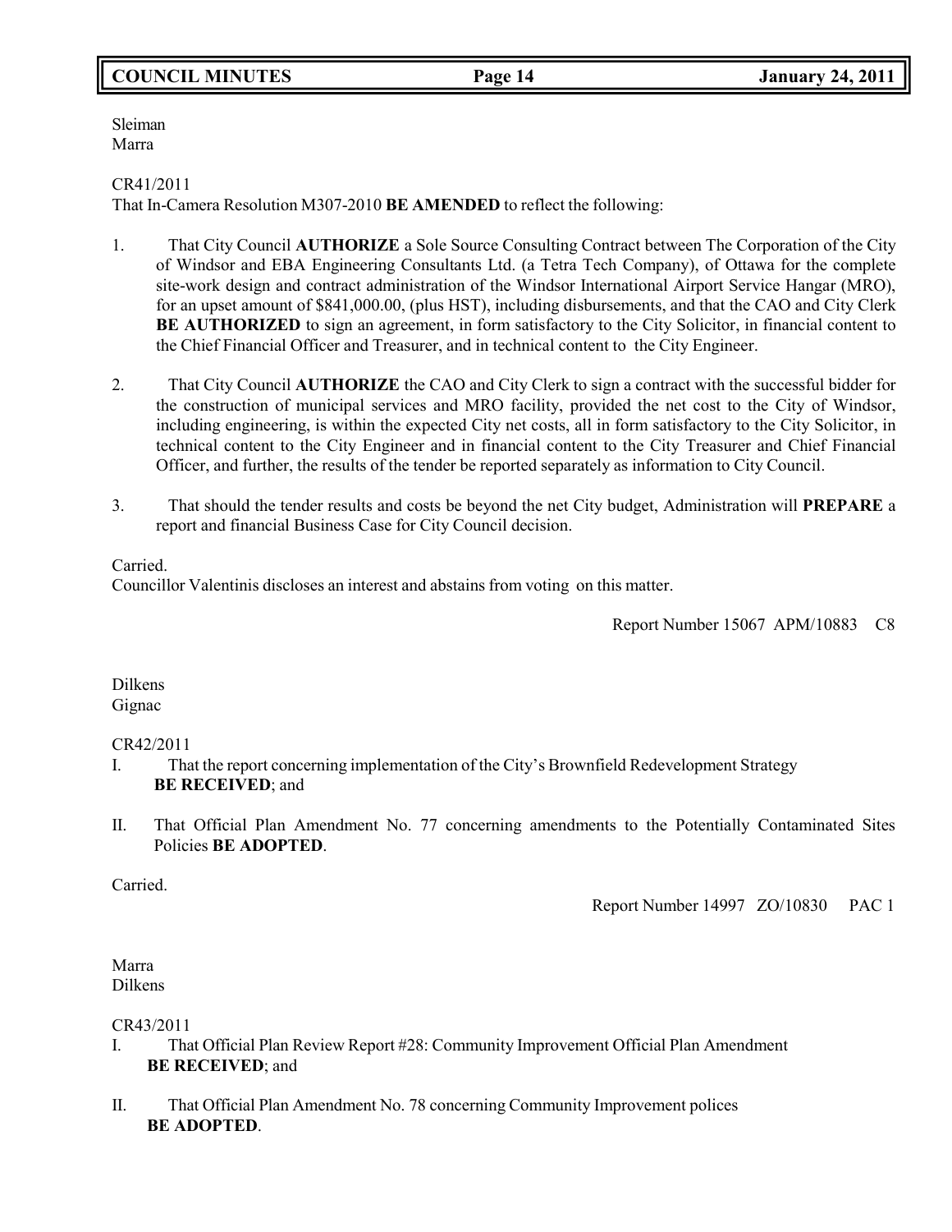Sleiman
Marra

CR41/2011
That In-Camera Resolution M307-2010 **BE AMENDED** to reflect the following:

1. That City Council **AUTHORIZE** a Sole Source Consulting Contract between The Corporation of the City of Windsor and EBA Engineering Consultants Ltd. (a Tetra Tech Company), of Ottawa for the complete site-work design and contract administration of the Windsor International Airport Service Hangar (MRO), for an upset amount of $841,000.00, (plus HST), including disbursements, and that the CAO and City Clerk **BE AUTHORIZED** to sign an agreement, in form satisfactory to the City Solicitor, in financial content to the Chief Financial Officer and Treasurer, and in technical content to the City Engineer.

2. That City Council **AUTHORIZE** the CAO and City Clerk to sign a contract with the successful bidder for the construction of municipal services and MRO facility, provided the net cost to the City of Windsor, including engineering, is within the expected City net costs, all in form satisfactory to the City Solicitor, in technical content to the City Engineer and in financial content to the City Treasurer and Chief Financial Officer, and further, the results of the tender be reported separately as information to City Council.

3. That should the tender results and costs be beyond the net City budget, Administration will **PREPARE** a report and financial Business Case for City Council decision.

Carried.
Councillor Valentinis discloses an interest and abstains from voting on this matter.

Report Number 15067 APM/10883 C8

Dilkens
Gignac

CR42/2011
I. That the report concerning implementation of the City's Brownfield Redevelopment Strategy **BE RECEIVED**; and

II. That Official Plan Amendment No. 77 concerning amendments to the Potentially Contaminated Sites Policies **BE ADOPTED**.

Carried.

Report Number 14997 ZO/10830 PAC 1

Marra
Dilkens

CR43/2011
I. That Official Plan Review Report #28: Community Improvement Official Plan Amendment **BE RECEIVED**; and

II. That Official Plan Amendment No. 78 concerning Community Improvement polices **BE ADOPTED**.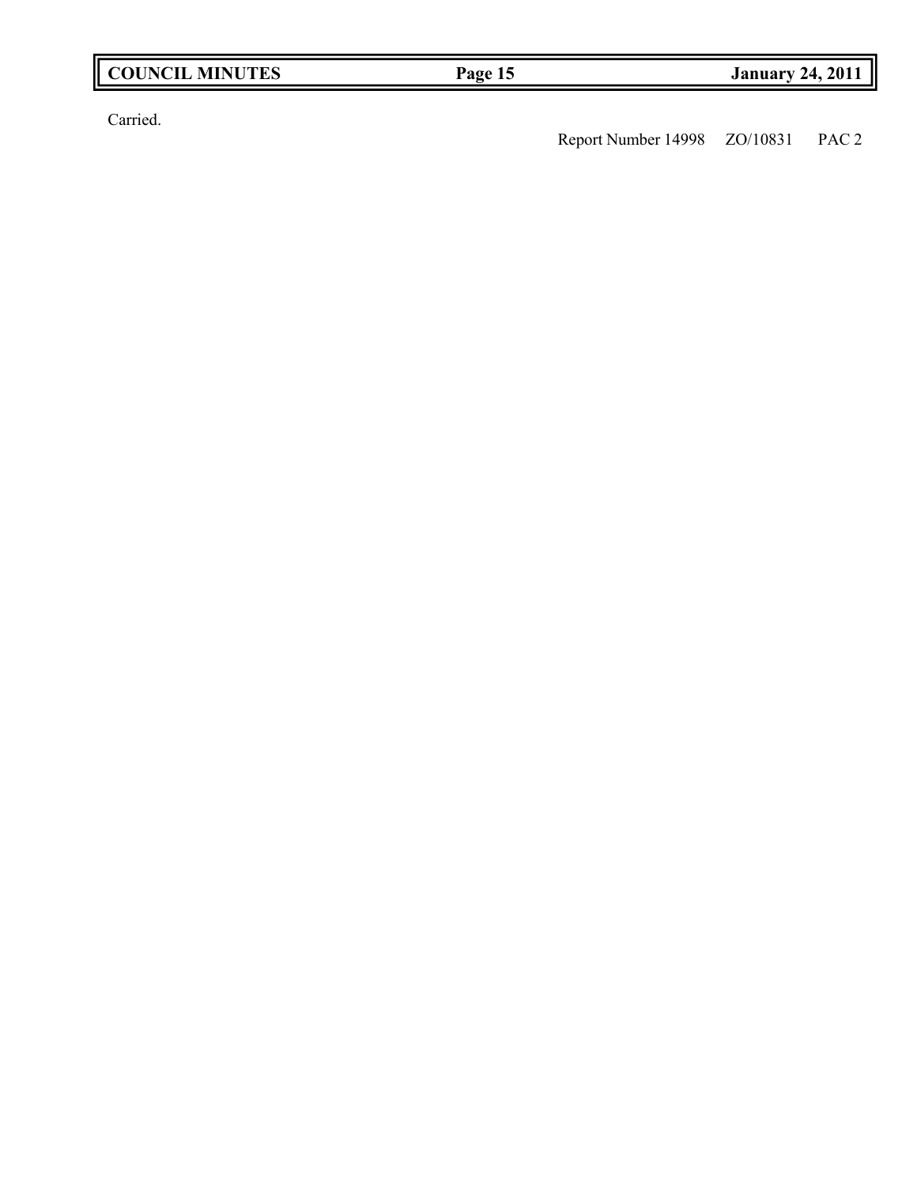Carried.

Report Number 14998 ZO/10831 PAC 2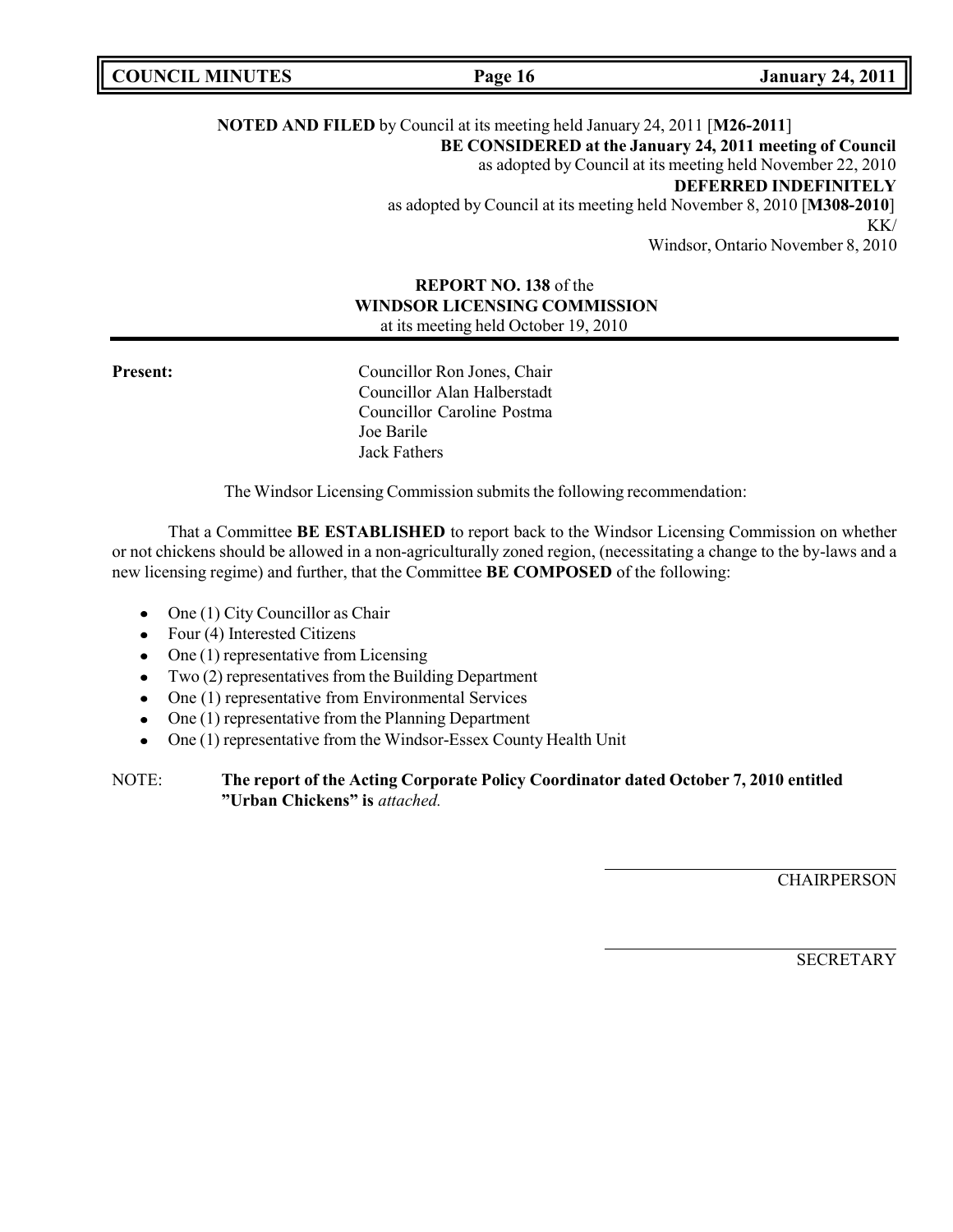**NOTED AND FILED** by Council at its meeting held January 24, 2011 [**M26-2011**]

**BE CONSIDERED at the January 24, 2011 meeting of Council**

as adopted by Council at its meeting held November 22, 2010

**DEFERRED INDEFINITELY**

as adopted by Council at its meeting held November 8, 2010 [**M308-2010**]

KK/

Windsor, Ontario November 8, 2010

**REPORT NO. 138** of the
**WINDSOR LICENSING COMMISSION**
at its meeting held October 19, 2010

**Present:**

Councillor Ron Jones, Chair
Councillor Alan Halberstadt
Councillor Caroline Postma
Joe Barile
Jack Fathers

The Windsor Licensing Commission submits the following recommendation:

That a Committee **BE ESTABLISHED** to report back to the Windsor Licensing Commission on whether or not chickens should be allowed in a non-agriculturally zoned region, (necessitating a change to the by-laws and a new licensing regime) and further, that the Committee **BE COMPOSED** of the following:

- One (1) City Councillor as Chair
- Four (4) Interested Citizens
- One (1) representative from Licensing
- Two (2) representatives from the Building Department
- One (1) representative from Environmental Services
- One (1) representative from the Planning Department
- One (1) representative from the Windsor-Essex County Health Unit

NOTE: **The report of the Acting Corporate Policy Coordinator dated October 7, 2010 entitled "Urban Chickens" is** *attached.*

CHAIRPERSON

SECRETARY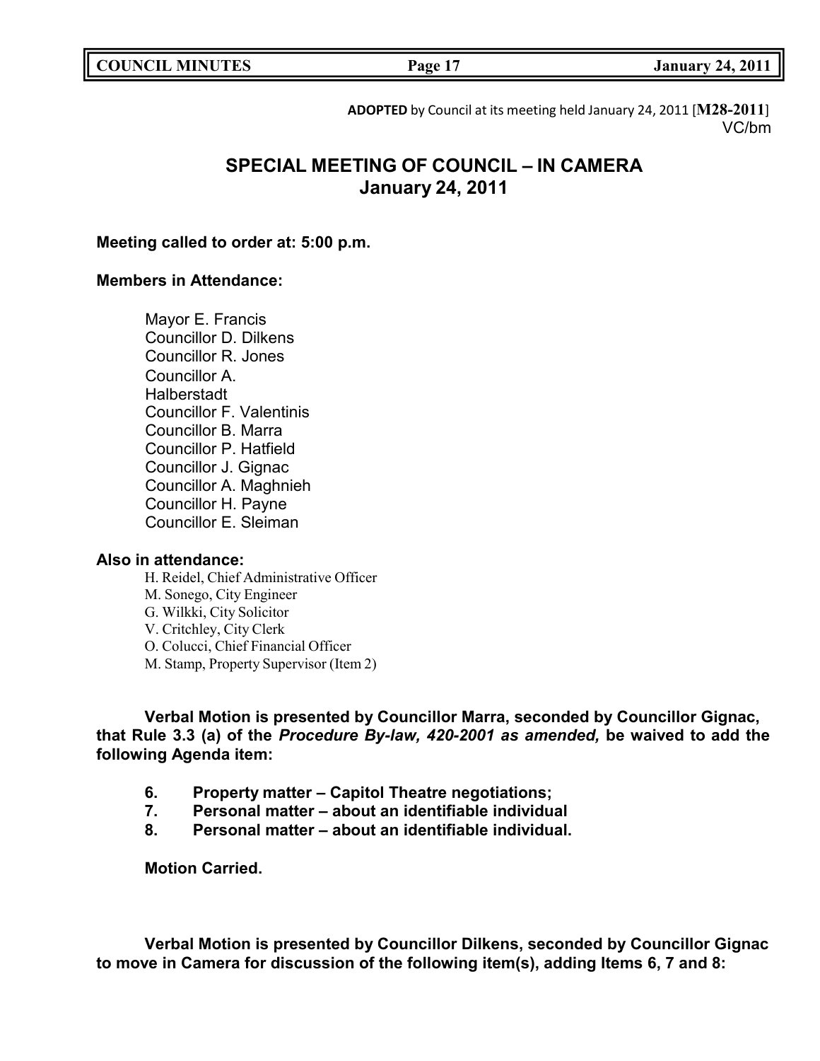**ADOPTED** by Council at its meeting held January 24, 2011 [**M28-2011**]
VC/bm

# SPECIAL MEETING OF COUNCIL – IN CAMERA
## January 24, 2011

**Meeting called to order at: 5:00 p.m.**

**Members in Attendance:**

Mayor E. Francis
Councillor D. Dilkens
Councillor R. Jones
Councillor A. Halberstadt
Councillor F. Valentinis
Councillor B. Marra
Councillor P. Hatfield
Councillor J. Gignac
Councillor A. Maghnieh
Councillor H. Payne
Councillor E. Sleiman

**Also in attendance:**

H. Reidel, Chief Administrative Officer
M. Sonego, City Engineer
G. Wilkki, City Solicitor
V. Critchley, City Clerk
O. Colucci, Chief Financial Officer
M. Stamp, Property Supervisor (Item 2)

**Verbal Motion is presented by Councillor Marra, seconded by Councillor Gignac, that Rule 3.3 (a) of the *Procedure By-law, 420-2001 as amended,* be waived to add the following Agenda item:**

6. **Property matter – Capitol Theatre negotiations;**
7. **Personal matter – about an identifiable individual**
8. **Personal matter – about an identifiable individual.**

**Motion Carried.**

**Verbal Motion is presented by Councillor Dilkens, seconded by Councillor Gignac to move in Camera for discussion of the following item(s), adding Items 6, 7 and 8:**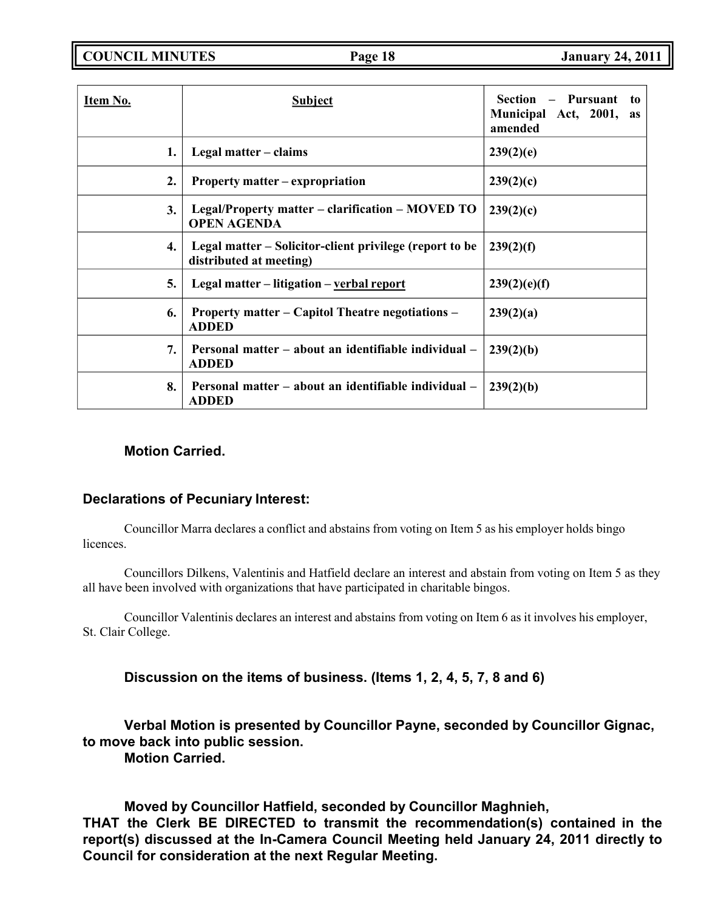| Item No. | Subject | Section – Pursuant to Municipal Act, 2001, as amended |
|---|---|---|
| 1. | Legal matter – claims | 239(2)(e) |
| 2. | Property matter – expropriation | 239(2)(c) |
| 3. | Legal/Property matter – clarification – MOVED TO OPEN AGENDA | 239(2)(c) |
| 4. | Legal matter – Solicitor-client privilege (report to be distributed at meeting) | 239(2)(f) |
| 5. | Legal matter – litigation – verbal report | 239(2)(e)(f) |
| 6. | Property matter – Capitol Theatre negotiations – ADDED | 239(2)(a) |
| 7. | Personal matter – about an identifiable individual – ADDED | 239(2)(b) |
| 8. | Personal matter – about an identifiable individual – ADDED | 239(2)(b) |

**Motion Carried.**

### Declarations of Pecuniary Interest:

Councillor Marra declares a conflict and abstains from voting on Item 5 as his employer holds bingo licences.

Councillors Dilkens, Valentinis and Hatfield declare an interest and abstain from voting on Item 5 as they all have been involved with organizations that have participated in charitable bingos.

Councillor Valentinis declares an interest and abstains from voting on Item 6 as it involves his employer, St. Clair College.

**Discussion on the items of business. (Items 1, 2, 4, 5, 7, 8 and 6)**

**Verbal Motion is presented by Councillor Payne, seconded by Councillor Gignac, to move back into public session.**
**Motion Carried.**

**Moved by Councillor Hatfield, seconded by Councillor Maghnieh,**
**THAT the Clerk BE DIRECTED to transmit the recommendation(s) contained in the report(s) discussed at the In-Camera Council Meeting held January 24, 2011 directly to Council for consideration at the next Regular Meeting.**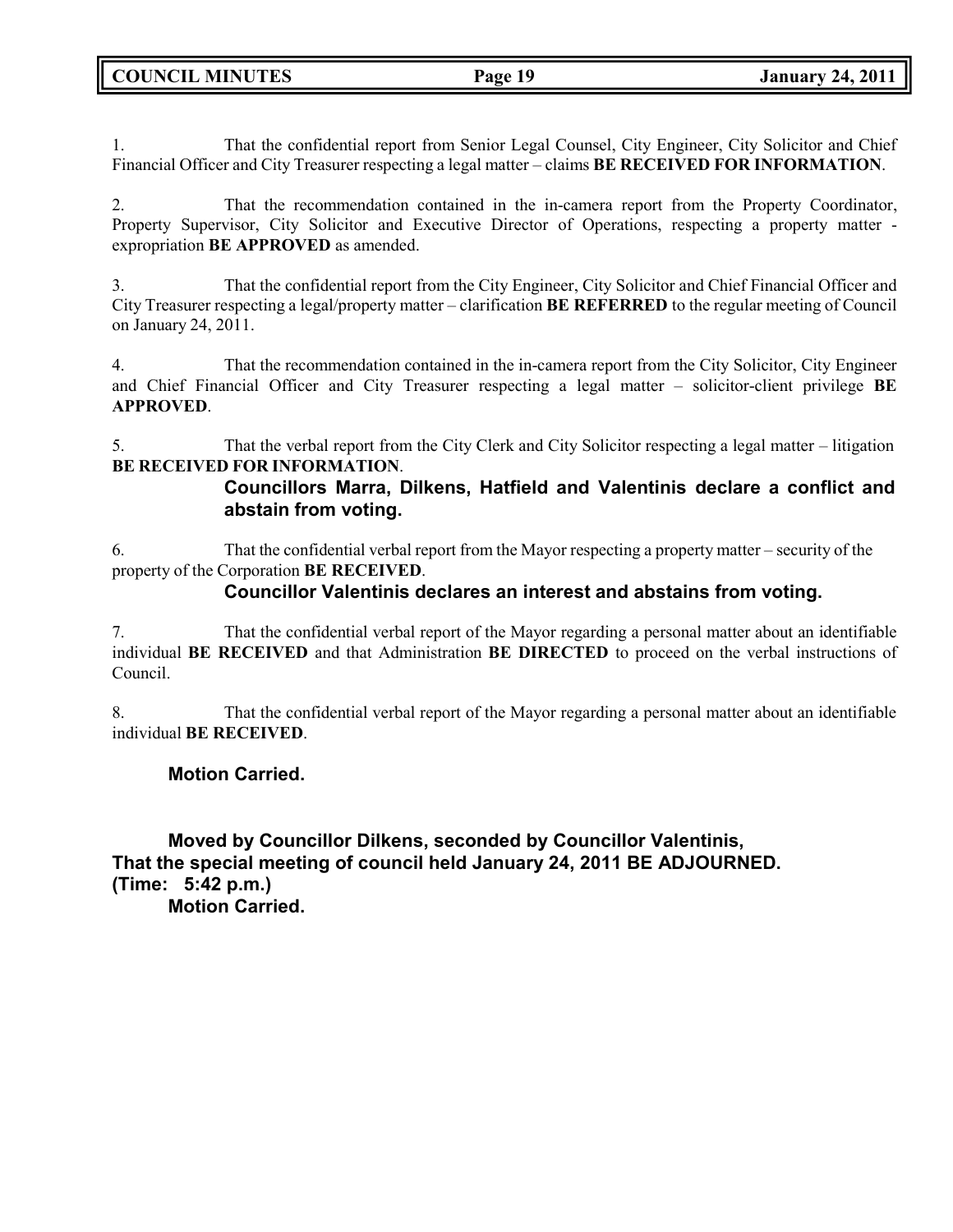1. That the confidential report from Senior Legal Counsel, City Engineer, City Solicitor and Chief Financial Officer and City Treasurer respecting a legal matter – claims **BE RECEIVED FOR INFORMATION**.

2. That the recommendation contained in the in-camera report from the Property Coordinator, Property Supervisor, City Solicitor and Executive Director of Operations, respecting a property matter - expropriation **BE APPROVED** as amended.

3. That the confidential report from the City Engineer, City Solicitor and Chief Financial Officer and City Treasurer respecting a legal/property matter – clarification **BE REFERRED** to the regular meeting of Council on January 24, 2011.

4. That the recommendation contained in the in-camera report from the City Solicitor, City Engineer and Chief Financial Officer and City Treasurer respecting a legal matter – solicitor-client privilege **BE APPROVED**.

5. That the verbal report from the City Clerk and City Solicitor respecting a legal matter – litigation **BE RECEIVED FOR INFORMATION**.

**Councillors Marra, Dilkens, Hatfield and Valentinis declare a conflict and abstain from voting.**

6. That the confidential verbal report from the Mayor respecting a property matter – security of the property of the Corporation **BE RECEIVED**.

**Councillor Valentinis declares an interest and abstains from voting.**

7. That the confidential verbal report of the Mayor regarding a personal matter about an identifiable individual **BE RECEIVED** and that Administration **BE DIRECTED** to proceed on the verbal instructions of Council.

8. That the confidential verbal report of the Mayor regarding a personal matter about an identifiable individual **BE RECEIVED**.

**Motion Carried.**

**Moved by Councillor Dilkens, seconded by Councillor Valentinis,**
**That the special meeting of council held January 24, 2011 BE ADJOURNED.**
**(Time: 5:42 p.m.)**
**Motion Carried.**